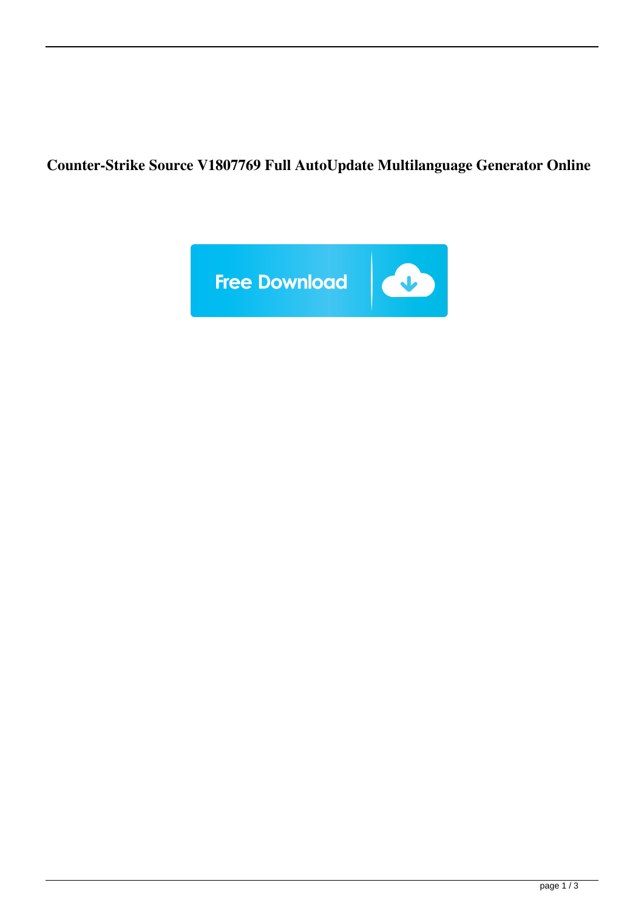# Counter-Strike Source V1807769 Full AutoUpdate Multilanguage Generator Online

Free Download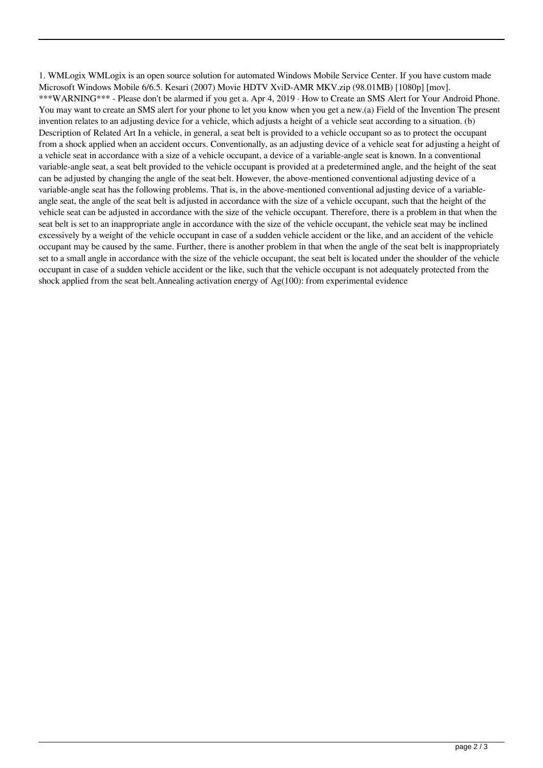1. WMLogix WMLogix is an open source solution for automated Windows Mobile Service Center. If you have custom made Microsoft Windows Mobile 6/6.5. Kesari (2007) Movie HDTV XviD-AMR MKV.zip (98.01MB) [1080p] [mov]. ***WARNING*** - Please don't be alarmed if you get a. Apr 4, 2019 · How to Create an SMS Alert for Your Android Phone. You may want to create an SMS alert for your phone to let you know when you get a new.(a) Field of the Invention The present invention relates to an adjusting device for a vehicle, which adjusts a height of a vehicle seat according to a situation. (b) Description of Related Art In a vehicle, in general, a seat belt is provided to a vehicle occupant so as to protect the occupant from a shock applied when an accident occurs. Conventionally, as an adjusting device of a vehicle seat for adjusting a height of a vehicle seat in accordance with a size of a vehicle occupant, a device of a variable-angle seat is known. In a conventional variable-angle seat, a seat belt provided to the vehicle occupant is provided at a predetermined angle, and the height of the seat can be adjusted by changing the angle of the seat belt. However, the above-mentioned conventional adjusting device of a variable-angle seat has the following problems. That is, in the above-mentioned conventional adjusting device of a variable-angle seat, the angle of the seat belt is adjusted in accordance with the size of a vehicle occupant, such that the height of the vehicle seat can be adjusted in accordance with the size of the vehicle occupant. Therefore, there is a problem in that when the seat belt is set to an inappropriate angle in accordance with the size of the vehicle occupant, the vehicle seat may be inclined excessively by a weight of the vehicle occupant in case of a sudden vehicle accident or the like, and an accident of the vehicle occupant may be caused by the same. Further, there is another problem in that when the angle of the seat belt is inappropriately set to a small angle in accordance with the size of the vehicle occupant, the seat belt is located under the shoulder of the vehicle occupant in case of a sudden vehicle accident or the like, such that the vehicle occupant is not adequately protected from the shock applied from the seat belt.Annealing activation energy of Ag(100): from experimental evidence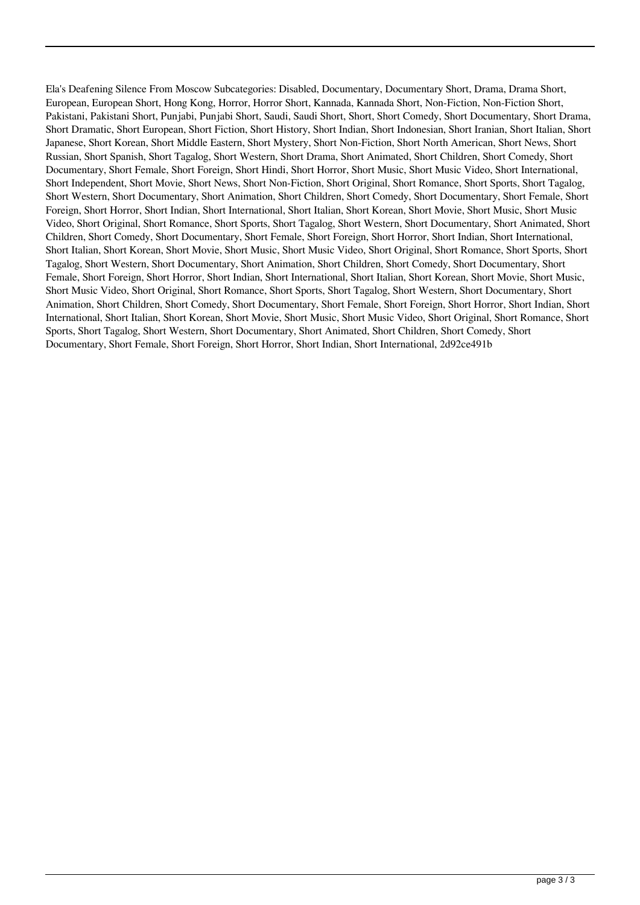Ela's Deafening Silence From Moscow Subcategories: Disabled, Documentary, Documentary Short, Drama, Drama Short, European, European Short, Hong Kong, Horror, Horror Short, Kannada, Kannada Short, Non-Fiction, Non-Fiction Short, Pakistani, Pakistani Short, Punjabi, Punjabi Short, Saudi, Saudi Short, Short, Short Comedy, Short Documentary, Short Drama, Short Dramatic, Short European, Short Fiction, Short History, Short Indian, Short Indonesian, Short Iranian, Short Italian, Short Japanese, Short Korean, Short Middle Eastern, Short Mystery, Short Non-Fiction, Short North American, Short News, Short Russian, Short Spanish, Short Tagalog, Short Western, Short Drama, Short Animated, Short Children, Short Comedy, Short Documentary, Short Female, Short Foreign, Short Hindi, Short Horror, Short Music, Short Music Video, Short International, Short Independent, Short Movie, Short News, Short Non-Fiction, Short Original, Short Romance, Short Sports, Short Tagalog, Short Western, Short Documentary, Short Animation, Short Children, Short Comedy, Short Documentary, Short Female, Short Foreign, Short Horror, Short Indian, Short International, Short Italian, Short Korean, Short Movie, Short Music, Short Music Video, Short Original, Short Romance, Short Sports, Short Tagalog, Short Western, Short Documentary, Short Animated, Short Children, Short Comedy, Short Documentary, Short Female, Short Foreign, Short Horror, Short Indian, Short International, Short Italian, Short Korean, Short Movie, Short Music, Short Music Video, Short Original, Short Romance, Short Sports, Short Tagalog, Short Western, Short Documentary, Short Animation, Short Children, Short Comedy, Short Documentary, Short Female, Short Foreign, Short Horror, Short Indian, Short International, Short Italian, Short Korean, Short Movie, Short Music, Short Music Video, Short Original, Short Romance, Short Sports, Short Tagalog, Short Western, Short Documentary, Short Animation, Short Children, Short Comedy, Short Documentary, Short Female, Short Foreign, Short Horror, Short Indian, Short International, Short Italian, Short Korean, Short Movie, Short Music, Short Music Video, Short Original, Short Romance, Short Sports, Short Tagalog, Short Western, Short Documentary, Short Animated, Short Children, Short Comedy, Short Documentary, Short Female, Short Foreign, Short Horror, Short Indian, Short International, 2d92ce491b